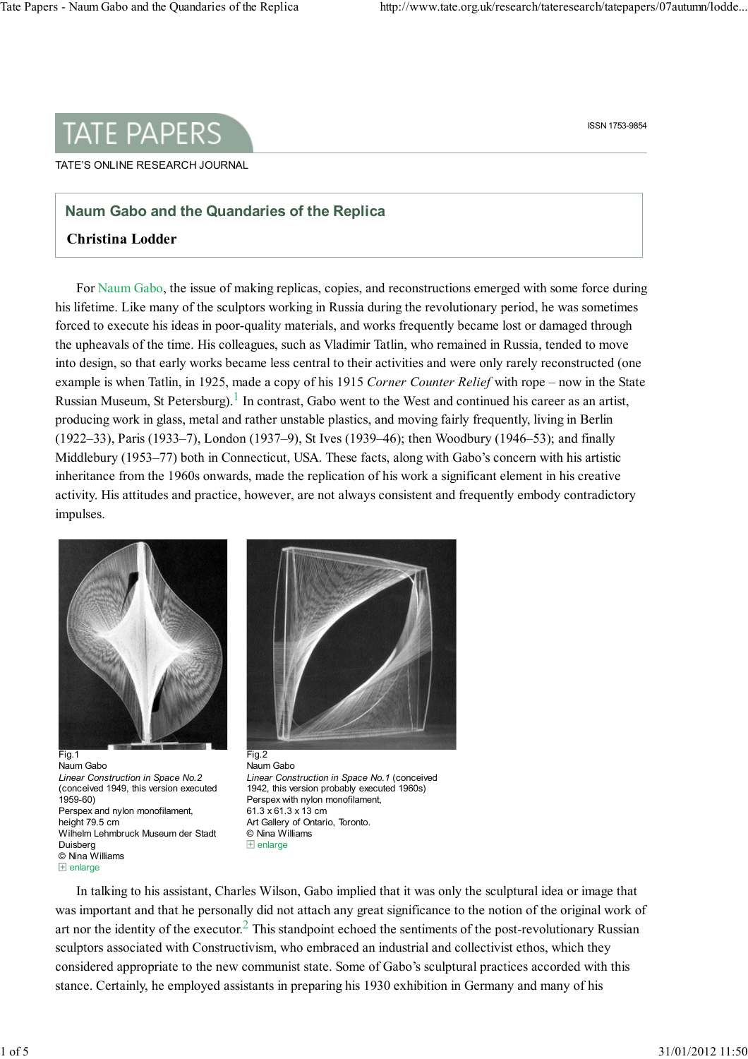TATE PAPERS

ISSN 1753-9854

TATE'S ONLINE RESEARCH JOURNAL

# Naum Gabo and the Quandaries of the Replica

**Christina Lodder**

For Naum Gabo, the issue of making replicas, copies, and reconstructions emerged with some force during his lifetime. Like many of the sculptors working in Russia during the revolutionary period, he was sometimes forced to execute his ideas in poor-quality materials, and works frequently became lost or damaged through the upheavals of the time. His colleagues, such as Vladimir Tatlin, who remained in Russia, tended to move into design, so that early works became less central to their activities and were only rarely reconstructed (one example is when Tatlin, in 1925, made a copy of his 1915 *Corner Counter Relief* with rope – now in the State Russian Museum, St Petersburg).[1] In contrast, Gabo went to the West and continued his career as an artist, producing work in glass, metal and rather unstable plastics, and moving fairly frequently, living in Berlin (1922–33), Paris (1933–7), London (1937–9), St Ives (1939–46); then Woodbury (1946–53); and finally Middlebury (1953–77) both in Connecticut, USA. These facts, along with Gabo's concern with his artistic inheritance from the 1960s onwards, made the replication of his work a significant element in his creative activity. His attitudes and practice, however, are not always consistent and frequently embody contradictory impulses.

Fig.1
Naum Gabo
*Linear Construction in Space No.2*
(conceived 1949, this version executed 1959-60)
Perspex and nylon monofilament, height 79.5 cm
Wilhelm Lehmbruck Museum der Stadt Duisberg
© Nina Williams
enlarge

Fig.2
Naum Gabo
*Linear Construction in Space No.1* (conceived 1942, this version probably executed 1960s)
Perspex with nylon monofilament,
61.3 x 61.3 x 13 cm
Art Gallery of Ontario, Toronto.
© Nina Williams
enlarge

In talking to his assistant, Charles Wilson, Gabo implied that it was only the sculptural idea or image that was important and that he personally did not attach any great significance to the notion of the original work of art nor the identity of the executor.[2] This standpoint echoed the sentiments of the post-revolutionary Russian sculptors associated with Constructivism, who embraced an industrial and collectivist ethos, which they considered appropriate to the new communist state. Some of Gabo's sculptural practices accorded with this stance. Certainly, he employed assistants in preparing his 1930 exhibition in Germany and many of his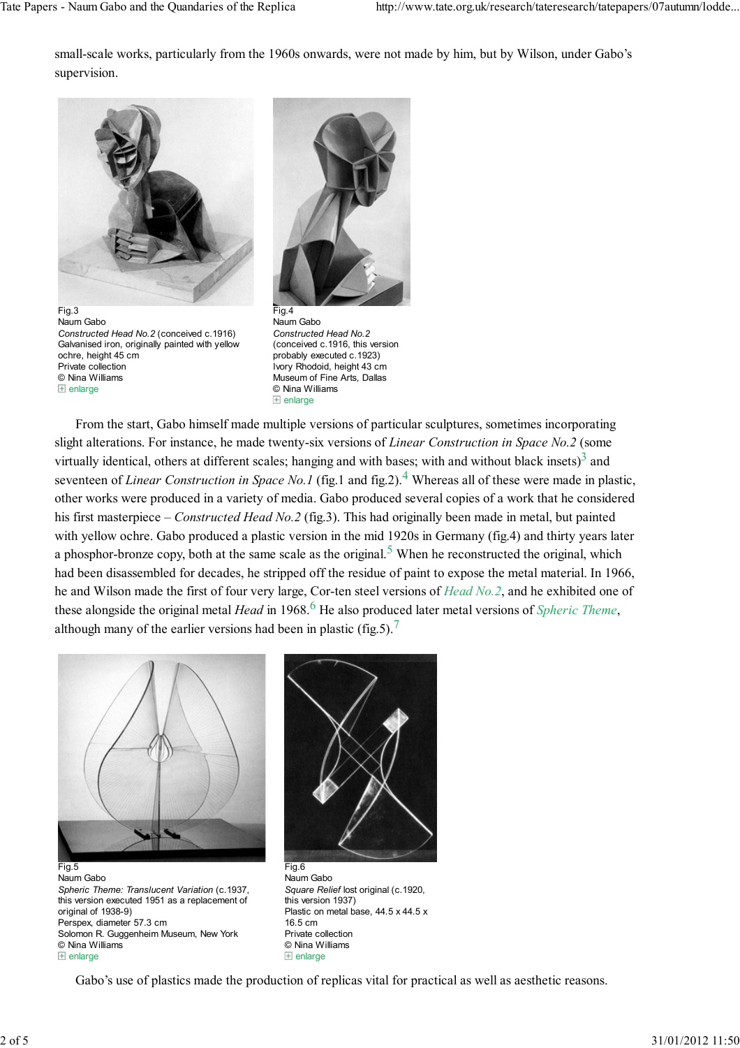small-scale works, particularly from the 1960s onwards, were not made by him, but by Wilson, under Gabo's supervision.

Fig.3
Naum Gabo
*Constructed Head No.2* (conceived c.1916)
Galvanised iron, originally painted with yellow ochre, height 45 cm
Private collection
© Nina Williams
enlarge

Fig.4
Naum Gabo
*Constructed Head No.2*
(conceived c.1916, this version probably executed c.1923)
Ivory Rhodoid, height 43 cm
Museum of Fine Arts, Dallas
© Nina Williams
enlarge

From the start, Gabo himself made multiple versions of particular sculptures, sometimes incorporating slight alterations. For instance, he made twenty-six versions of *Linear Construction in Space No.2* (some virtually identical, others at different scales; hanging and with bases; with and without black insets)[3] and seventeen of *Linear Construction in Space No.1* (fig.1 and fig.2).[4] Whereas all of these were made in plastic, other works were produced in a variety of media. Gabo produced several copies of a work that he considered his first masterpiece – *Constructed Head No.2* (fig.3). This had originally been made in metal, but painted with yellow ochre. Gabo produced a plastic version in the mid 1920s in Germany (fig.4) and thirty years later a phosphor-bronze copy, both at the same scale as the original.[5] When he reconstructed the original, which had been disassembled for decades, he stripped off the residue of paint to expose the metal material. In 1966, he and Wilson made the first of four very large, Cor-ten steel versions of *Head No.2*, and he exhibited one of these alongside the original metal *Head* in 1968.[6] He also produced later metal versions of *Spheric Theme*, although many of the earlier versions had been in plastic (fig.5).[7]

Fig.5
Naum Gabo
*Spheric Theme: Translucent Variation* (c.1937, this version executed 1951 as a replacement of original of 1938-9)
Perspex, diameter 57.3 cm
Solomon R. Guggenheim Museum, New York
© Nina Williams
enlarge

Fig.6
Naum Gabo
*Square Relief* lost original (c.1920, this version 1937)
Plastic on metal base, 44.5 x 44.5 x 16.5 cm
Private collection
© Nina Williams
enlarge

Gabo's use of plastics made the production of replicas vital for practical as well as aesthetic reasons.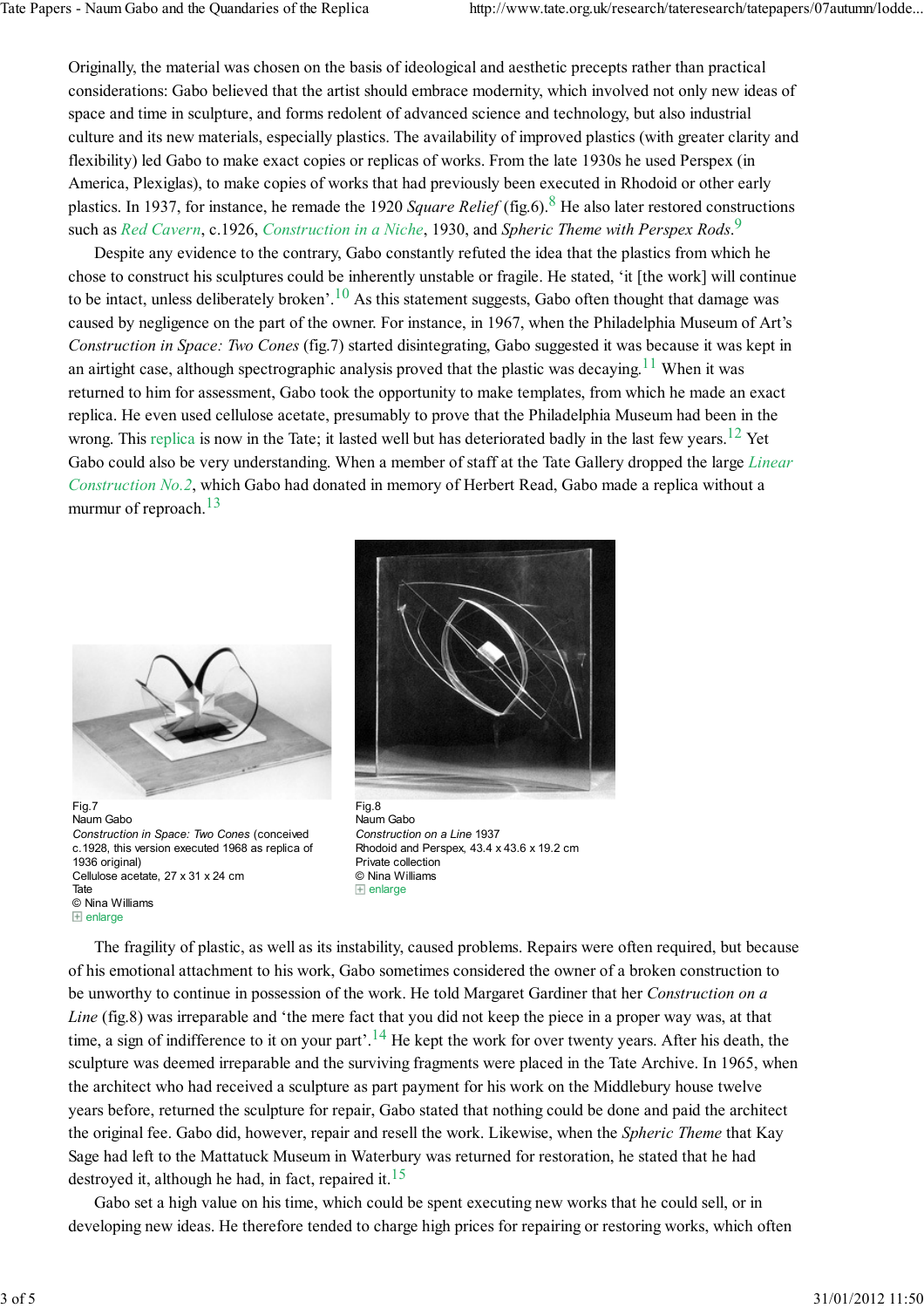Originally, the material was chosen on the basis of ideological and aesthetic precepts rather than practical considerations: Gabo believed that the artist should embrace modernity, which involved not only new ideas of space and time in sculpture, and forms redolent of advanced science and technology, but also industrial culture and its new materials, especially plastics. The availability of improved plastics (with greater clarity and flexibility) led Gabo to make exact copies or replicas of works. From the late 1930s he used Perspex (in America, Plexiglas), to make copies of works that had previously been executed in Rhodoid or other early plastics. In 1937, for instance, he remade the 1920 *Square Relief* (fig.6).[8] He also later restored constructions such as *Red Cavern*, c.1926, *Construction in a Niche*, 1930, and *Spheric Theme with Perspex Rods*.[9]

Despite any evidence to the contrary, Gabo constantly refuted the idea that the plastics from which he chose to construct his sculptures could be inherently unstable or fragile. He stated, 'it [the work] will continue to be intact, unless deliberately broken'.[10] As this statement suggests, Gabo often thought that damage was caused by negligence on the part of the owner. For instance, in 1967, when the Philadelphia Museum of Art's *Construction in Space: Two Cones* (fig.7) started disintegrating, Gabo suggested it was because it was kept in an airtight case, although spectrographic analysis proved that the plastic was decaying.[11] When it was returned to him for assessment, Gabo took the opportunity to make templates, from which he made an exact replica. He even used cellulose acetate, presumably to prove that the Philadelphia Museum had been in the wrong. This replica is now in the Tate; it lasted well but has deteriorated badly in the last few years.[12] Yet Gabo could also be very understanding. When a member of staff at the Tate Gallery dropped the large *Linear Construction No.2*, which Gabo had donated in memory of Herbert Read, Gabo made a replica without a murmur of reproach.[13]

Fig.7
Naum Gabo
*Construction in Space: Two Cones* (conceived c.1928, this version executed 1968 as replica of 1936 original)
Cellulose acetate, 27 x 31 x 24 cm
Tate
© Nina Williams
enlarge

Fig.8
Naum Gabo
*Construction on a Line* 1937
Rhodoid and Perspex, 43.4 x 43.6 x 19.2 cm
Private collection
© Nina Williams
enlarge

The fragility of plastic, as well as its instability, caused problems. Repairs were often required, but because of his emotional attachment to his work, Gabo sometimes considered the owner of a broken construction to be unworthy to continue in possession of the work. He told Margaret Gardiner that her *Construction on a Line* (fig.8) was irreparable and 'the mere fact that you did not keep the piece in a proper way was, at that time, a sign of indifference to it on your part'.[14] He kept the work for over twenty years. After his death, the sculpture was deemed irreparable and the surviving fragments were placed in the Tate Archive. In 1965, when the architect who had received a sculpture as part payment for his work on the Middlebury house twelve years before, returned the sculpture for repair, Gabo stated that nothing could be done and paid the architect the original fee. Gabo did, however, repair and resell the work. Likewise, when the *Spheric Theme* that Kay Sage had left to the Mattatuck Museum in Waterbury was returned for restoration, he stated that he had destroyed it, although he had, in fact, repaired it.[15]

Gabo set a high value on his time, which could be spent executing new works that he could sell, or in developing new ideas. He therefore tended to charge high prices for repairing or restoring works, which often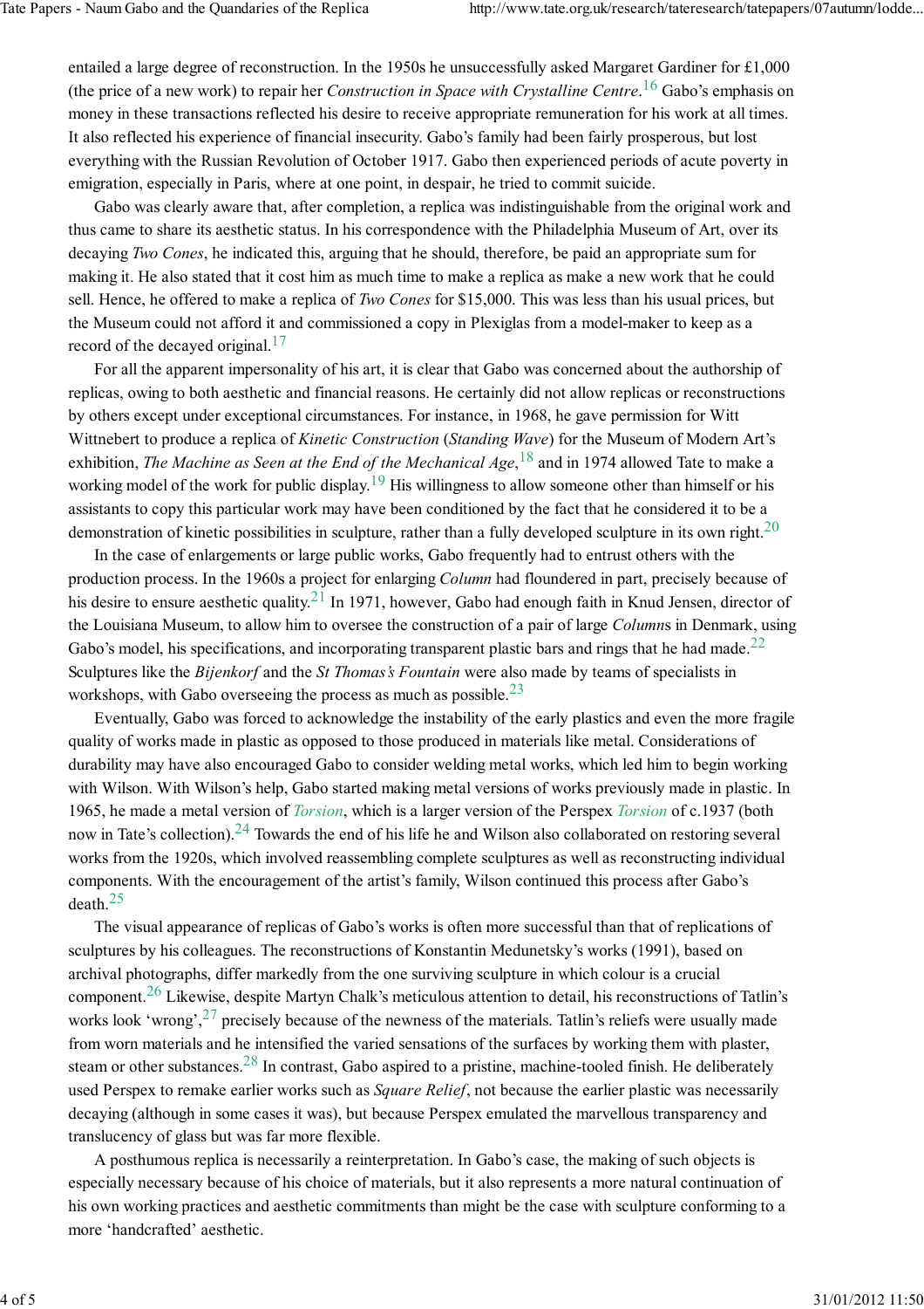entailed a large degree of reconstruction. In the 1950s he unsuccessfully asked Margaret Gardiner for £1,000 (the price of a new work) to repair her *Construction in Space with Crystalline Centre*.[16] Gabo's emphasis on money in these transactions reflected his desire to receive appropriate remuneration for his work at all times. It also reflected his experience of financial insecurity. Gabo's family had been fairly prosperous, but lost everything with the Russian Revolution of October 1917. Gabo then experienced periods of acute poverty in emigration, especially in Paris, where at one point, in despair, he tried to commit suicide.

Gabo was clearly aware that, after completion, a replica was indistinguishable from the original work and thus came to share its aesthetic status. In his correspondence with the Philadelphia Museum of Art, over its decaying *Two Cones*, he indicated this, arguing that he should, therefore, be paid an appropriate sum for making it. He also stated that it cost him as much time to make a replica as make a new work that he could sell. Hence, he offered to make a replica of *Two Cones* for $15,000. This was less than his usual prices, but the Museum could not afford it and commissioned a copy in Plexiglas from a model-maker to keep as a record of the decayed original.[17]

For all the apparent impersonality of his art, it is clear that Gabo was concerned about the authorship of replicas, owing to both aesthetic and financial reasons. He certainly did not allow replicas or reconstructions by others except under exceptional circumstances. For instance, in 1968, he gave permission for Witt Wittnebert to produce a replica of *Kinetic Construction* (*Standing Wave*) for the Museum of Modern Art's exhibition, *The Machine as Seen at the End of the Mechanical Age*,[18] and in 1974 allowed Tate to make a working model of the work for public display.[19] His willingness to allow someone other than himself or his assistants to copy this particular work may have been conditioned by the fact that he considered it to be a demonstration of kinetic possibilities in sculpture, rather than a fully developed sculpture in its own right.[20]

In the case of enlargements or large public works, Gabo frequently had to entrust others with the production process. In the 1960s a project for enlarging *Column* had floundered in part, precisely because of his desire to ensure aesthetic quality.[21] In 1971, however, Gabo had enough faith in Knud Jensen, director of the Louisiana Museum, to allow him to oversee the construction of a pair of large *Column*s in Denmark, using Gabo's model, his specifications, and incorporating transparent plastic bars and rings that he had made.[22] Sculptures like the *Bijenkorf* and the *St Thomas's Fountain* were also made by teams of specialists in workshops, with Gabo overseeing the process as much as possible.[23]

Eventually, Gabo was forced to acknowledge the instability of the early plastics and even the more fragile quality of works made in plastic as opposed to those produced in materials like metal. Considerations of durability may have also encouraged Gabo to consider welding metal works, which led him to begin working with Wilson. With Wilson's help, Gabo started making metal versions of works previously made in plastic. In 1965, he made a metal version of *Torsion*, which is a larger version of the Perspex *Torsion* of c.1937 (both now in Tate's collection).[24] Towards the end of his life he and Wilson also collaborated on restoring several works from the 1920s, which involved reassembling complete sculptures as well as reconstructing individual components. With the encouragement of the artist's family, Wilson continued this process after Gabo's death.[25]

The visual appearance of replicas of Gabo's works is often more successful than that of replications of sculptures by his colleagues. The reconstructions of Konstantin Medunetsky's works (1991), based on archival photographs, differ markedly from the one surviving sculpture in which colour is a crucial component.[26] Likewise, despite Martyn Chalk's meticulous attention to detail, his reconstructions of Tatlin's works look 'wrong',[27] precisely because of the newness of the materials. Tatlin's reliefs were usually made from worn materials and he intensified the varied sensations of the surfaces by working them with plaster, steam or other substances.[28] In contrast, Gabo aspired to a pristine, machine-tooled finish. He deliberately used Perspex to remake earlier works such as *Square Relief*, not because the earlier plastic was necessarily decaying (although in some cases it was), but because Perspex emulated the marvellous transparency and translucency of glass but was far more flexible.

A posthumous replica is necessarily a reinterpretation. In Gabo's case, the making of such objects is especially necessary because of his choice of materials, but it also represents a more natural continuation of his own working practices and aesthetic commitments than might be the case with sculpture conforming to a more 'handcrafted' aesthetic.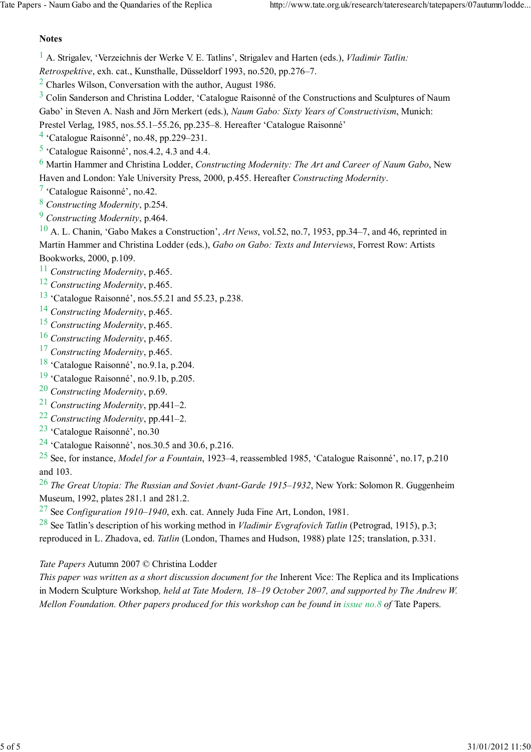**Notes**

[1] A. Strigalev, 'Verzeichnis der Werke V. E. Tatlins', Strigalev and Harten (eds.), *Vladimir Tatlin: Retrospektive*, exh. cat., Kunsthalle, Düsseldorf 1993, no.520, pp.276–7.

[2] Charles Wilson, Conversation with the author, August 1986.

[3] Colin Sanderson and Christina Lodder, 'Catalogue Raisonné of the Constructions and Sculptures of Naum Gabo' in Steven A. Nash and Jörn Merkert (eds.), *Naum Gabo: Sixty Years of Constructivism*, Munich: Prestel Verlag, 1985, nos.55.1–55.26, pp.235–8. Hereafter 'Catalogue Raisonné'

[4] 'Catalogue Raisonné', no.48, pp.229–231.

[5] 'Catalogue Raisonné', nos.4.2, 4.3 and 4.4.

[6] Martin Hammer and Christina Lodder, *Constructing Modernity: The Art and Career of Naum Gabo*, New Haven and London: Yale University Press, 2000, p.455. Hereafter *Constructing Modernity*.

[7] 'Catalogue Raisonné', no.42.

[8] *Constructing Modernity*, p.254.

[9] *Constructing Modernity*, p.464.

[10] A. L. Chanin, 'Gabo Makes a Construction', *Art News*, vol.52, no.7, 1953, pp.34–7, and 46, reprinted in Martin Hammer and Christina Lodder (eds.), *Gabo on Gabo: Texts and Interviews*, Forrest Row: Artists Bookworks, 2000, p.109.

[11] *Constructing Modernity*, p.465.

[12] *Constructing Modernity*, p.465.

[13] 'Catalogue Raisonné', nos.55.21 and 55.23, p.238.

[14] *Constructing Modernity*, p.465.

[15] *Constructing Modernity*, p.465.

[16] *Constructing Modernity*, p.465.

[17] *Constructing Modernity*, p.465.

[18] 'Catalogue Raisonné', no.9.1a, p.204.

[19] 'Catalogue Raisonné', no.9.1b, p.205.

[20] *Constructing Modernity*, p.69.

[21] *Constructing Modernity*, pp.441–2.

[22] *Constructing Modernity*, pp.441–2.

[23] 'Catalogue Raisonné', no.30

[24] 'Catalogue Raisonné', nos.30.5 and 30.6, p.216.

[25] See, for instance, *Model for a Fountain*, 1923–4, reassembled 1985, 'Catalogue Raisonné', no.17, p.210 and 103.

[26] *The Great Utopia: The Russian and Soviet Avant-Garde 1915–1932*, New York: Solomon R. Guggenheim Museum, 1992, plates 281.1 and 281.2.

[27] See *Configuration 1910–1940*, exh. cat. Annely Juda Fine Art, London, 1981.

[28] See Tatlin's description of his working method in *Vladimir Evgrafovich Tatlin* (Petrograd, 1915), p.3; reproduced in L. Zhadova, ed. *Tatlin* (London, Thames and Hudson, 1988) plate 125; translation, p.331.

*Tate Papers* Autumn 2007 © Christina Lodder

*This paper was written as a short discussion document for the* Inherent Vice: The Replica and its Implications in Modern Sculpture Workshop*, held at Tate Modern, 18–19 October 2007, and supported by The Andrew W. Mellon Foundation. Other papers produced for this workshop can be found in issue no.8 of* Tate Papers.